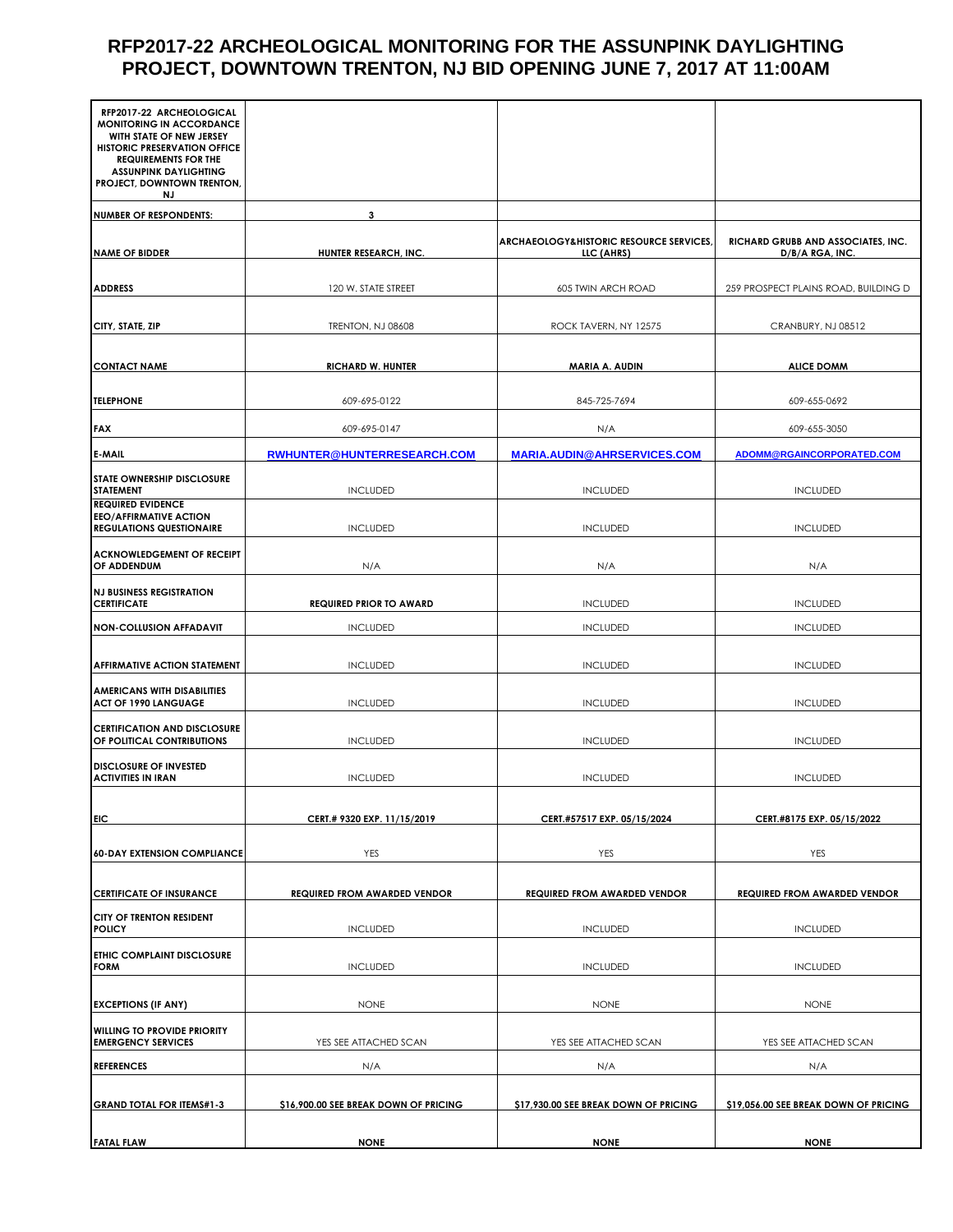# RFP2017-22 ARCHEOLOGICAL MONITORING FOR THE ASSUNPINK DAYLIGHTING PROJECT, DOWNTOWN TRENTON, NJ BID OPENING JUNE 7, 2017 AT 11:00AM

| RFP2017-22 ARCHEOLOGICAL MONITORING IN ACCORDANCE WITH STATE OF NEW JERSEY HISTORIC PRESERVATION OFFICE REQUIREMENTS FOR THE ASSUNPINK DAYLIGHTING PROJECT, DOWNTOWN TRENTON, NJ | | | |
|---|---|---|---|
| **NUMBER OF RESPONDENTS:** | **3** | | |
| **NAME OF BIDDER** | **HUNTER RESEARCH, INC.** | **ARCHAEOLOGY&HISTORIC RESOURCE SERVICES, LLC (AHRS)** | **RICHARD GRUBB AND ASSOCIATES, INC. D/B/A RGA, INC.** |
| **ADDRESS** | 120 W. STATE STREET | 605 TWIN ARCH ROAD | 259 PROSPECT PLAINS ROAD, BUILDING D |
| **CITY, STATE, ZIP** | TRENTON, NJ 08608 | ROCK TAVERN, NY 12575 | CRANBURY, NJ 08512 |
| **CONTACT NAME** | **RICHARD W. HUNTER** | **MARIA A. AUDIN** | **ALICE DOMM** |
| **TELEPHONE** | 609-695-0122 | 845-725-7694 | 609-655-0692 |
| **FAX** | 609-695-0147 | N/A | 609-655-3050 |
| **E-MAIL** | **RWHUNTER@HUNTERRESEARCH.COM** | **MARIA.AUDIN@AHRSERVICES.COM** | **ADOMM@RGAINCORPORATED.COM** |
| **STATE OWNERSHIP DISCLOSURE STATEMENT** | INCLUDED | INCLUDED | INCLUDED |
| **REQUIRED EVIDENCE EEO/AFFIRMATIVE ACTION REGULATIONS QUESTIONAIRE** | INCLUDED | INCLUDED | INCLUDED |
| **ACKNOWLEDGEMENT OF RECEIPT OF ADDENDUM** | N/A | N/A | N/A |
| **NJ BUSINESS REGISTRATION CERTIFICATE** | **REQUIRED PRIOR TO AWARD** | INCLUDED | INCLUDED |
| **NON-COLLUSION AFFADAVIT** | INCLUDED | INCLUDED | INCLUDED |
| **AFFIRMATIVE ACTION STATEMENT** | INCLUDED | INCLUDED | INCLUDED |
| **AMERICANS WITH DISABILITIES ACT OF 1990 LANGUAGE** | INCLUDED | INCLUDED | INCLUDED |
| **CERTIFICATION AND DISCLOSURE OF POLITICAL CONTRIBUTIONS** | INCLUDED | INCLUDED | INCLUDED |
| **DISCLOSURE OF INVESTED ACTIVITIES IN IRAN** | INCLUDED | INCLUDED | INCLUDED |
| **EIC** | **CERT.# 9320 EXP. 11/15/2019** | **CERT.#57517 EXP. 05/15/2024** | **CERT.#8175 EXP. 05/15/2022** |
| **60-DAY EXTENSION COMPLIANCE** | YES | YES | YES |
| **CERTIFICATE OF INSURANCE** | **REQUIRED FROM AWARDED VENDOR** | **REQUIRED FROM AWARDED VENDOR** | **REQUIRED FROM AWARDED VENDOR** |
| **CITY OF TRENTON RESIDENT POLICY** | INCLUDED | INCLUDED | INCLUDED |
| **ETHIC COMPLAINT DISCLOSURE FORM** | INCLUDED | INCLUDED | INCLUDED |
| **EXCEPTIONS (IF ANY)** | NONE | NONE | NONE |
| **WILLING TO PROVIDE PRIORITY EMERGENCY SERVICES** | YES SEE ATTACHED SCAN | YES SEE ATTACHED SCAN | YES SEE ATTACHED SCAN |
| **REFERENCES** | N/A | N/A | N/A |
| **GRAND TOTAL FOR ITEMS#1-3** | **$16,900.00 SEE BREAK DOWN OF PRICING** | **$17,930.00 SEE BREAK DOWN OF PRICING** | **$19,056.00 SEE BREAK DOWN OF PRICING** |
| **FATAL FLAW** | **NONE** | **NONE** | **NONE** |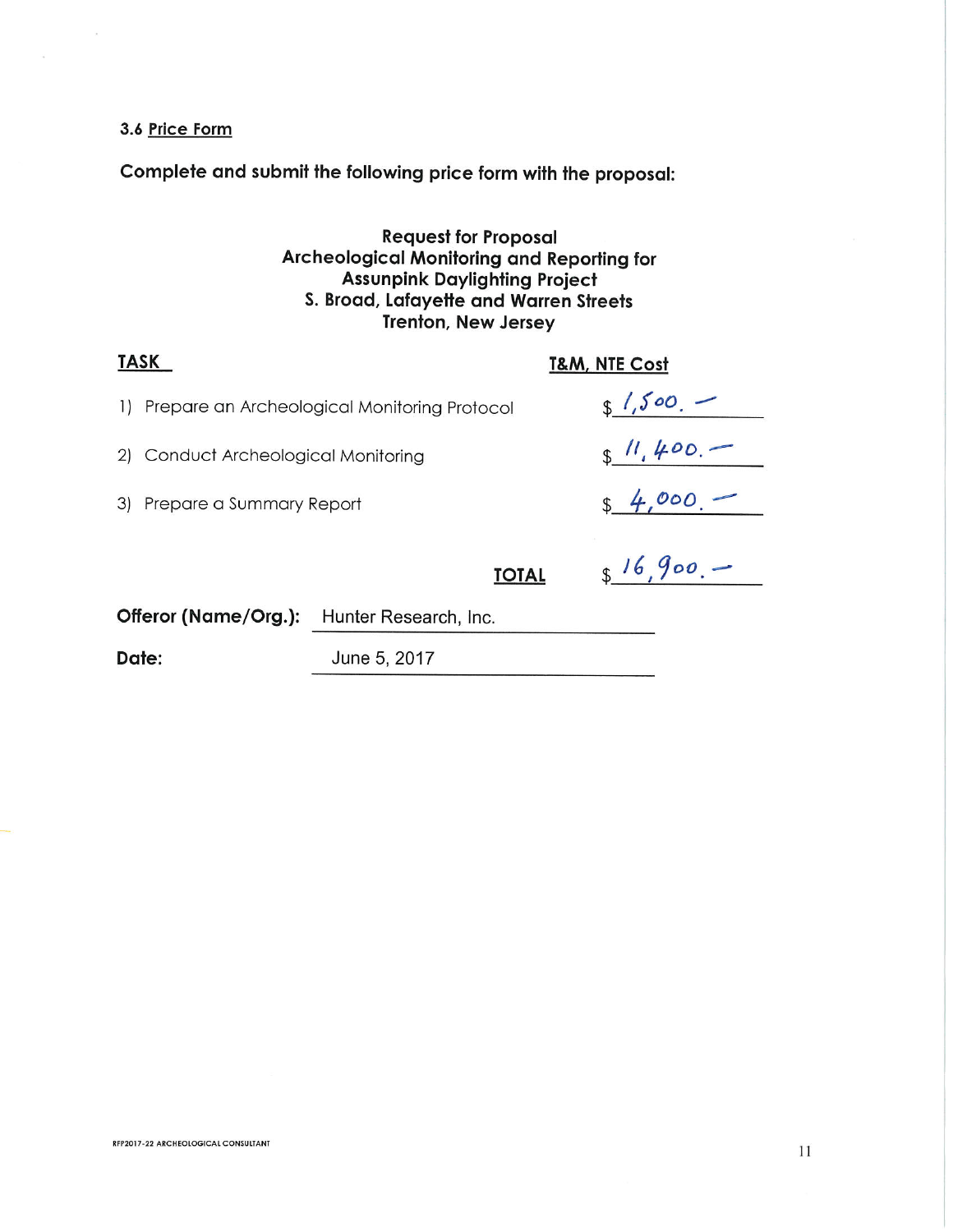### 3.6 Price Form

**Complete and submit the following price form with the proposal:**

**Request for Proposal**
**Archeological Monitoring and Reporting for**
**Assunpink Daylighting Project**
**S. Broad, Lafayette and Warren Streets**
**Trenton, New Jersey**

| TASK | T&M, NTE Cost |
| --- | --- |
| 1) Prepare an Archeological Monitoring Protocol | $ 1,500.– |
| 2) Conduct Archeological Monitoring | $ 11,400.– |
| 3) Prepare a Summary Report | $ 4,000.– |
| **TOTAL** | $ 16,900.– |

**Offeror (Name/Org.):** Hunter Research, Inc.

**Date:** June 5, 2017

RFP2017-22 ARCHEOLOGICAL CONSULTANT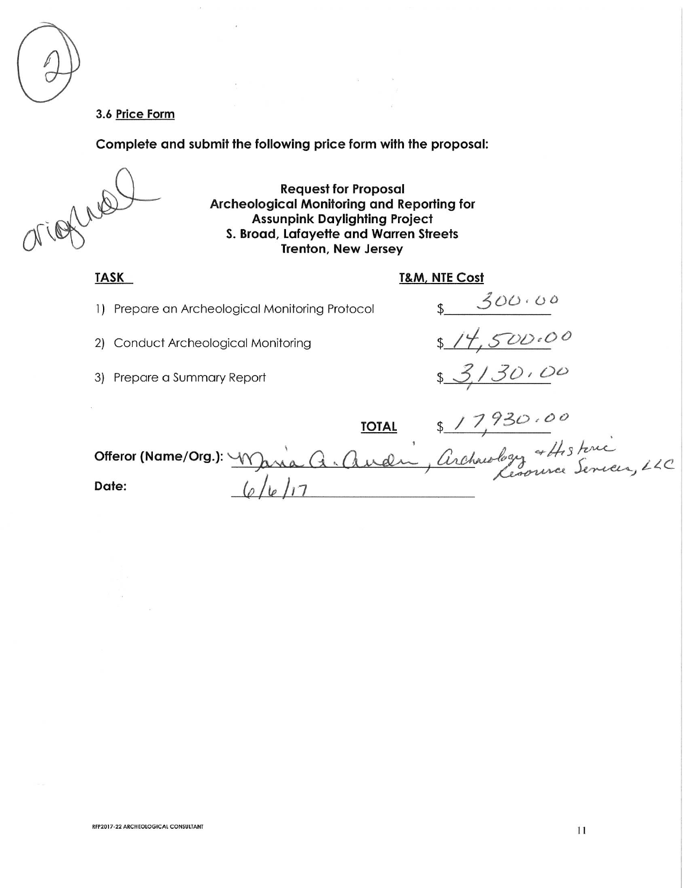(2)

### 3.6 Price Form

**Complete and submit the following price form with the proposal:**

original

**Request for Proposal**
**Archeological Monitoring and Reporting for**
**Assunpink Daylighting Project**
**S. Broad, Lafayette and Warren Streets**
**Trenton, New Jersey**

| TASK | T&M, NTE Cost |
|---|---|
| 1) Prepare an Archeological Monitoring Protocol | $ 300.00 |
| 2) Conduct Archeological Monitoring | $ 14,500.00 |
| 3) Prepare a Summary Report | $ 3,130.00 |
| **TOTAL** | $ 17,930.00 |

**Offeror (Name/Org.):** Maria A. Auden, Archaeology & Historic Resource Services, LLC

**Date:** 6/6/17

RFP2017-22 ARCHEOLOGICAL CONSULTANT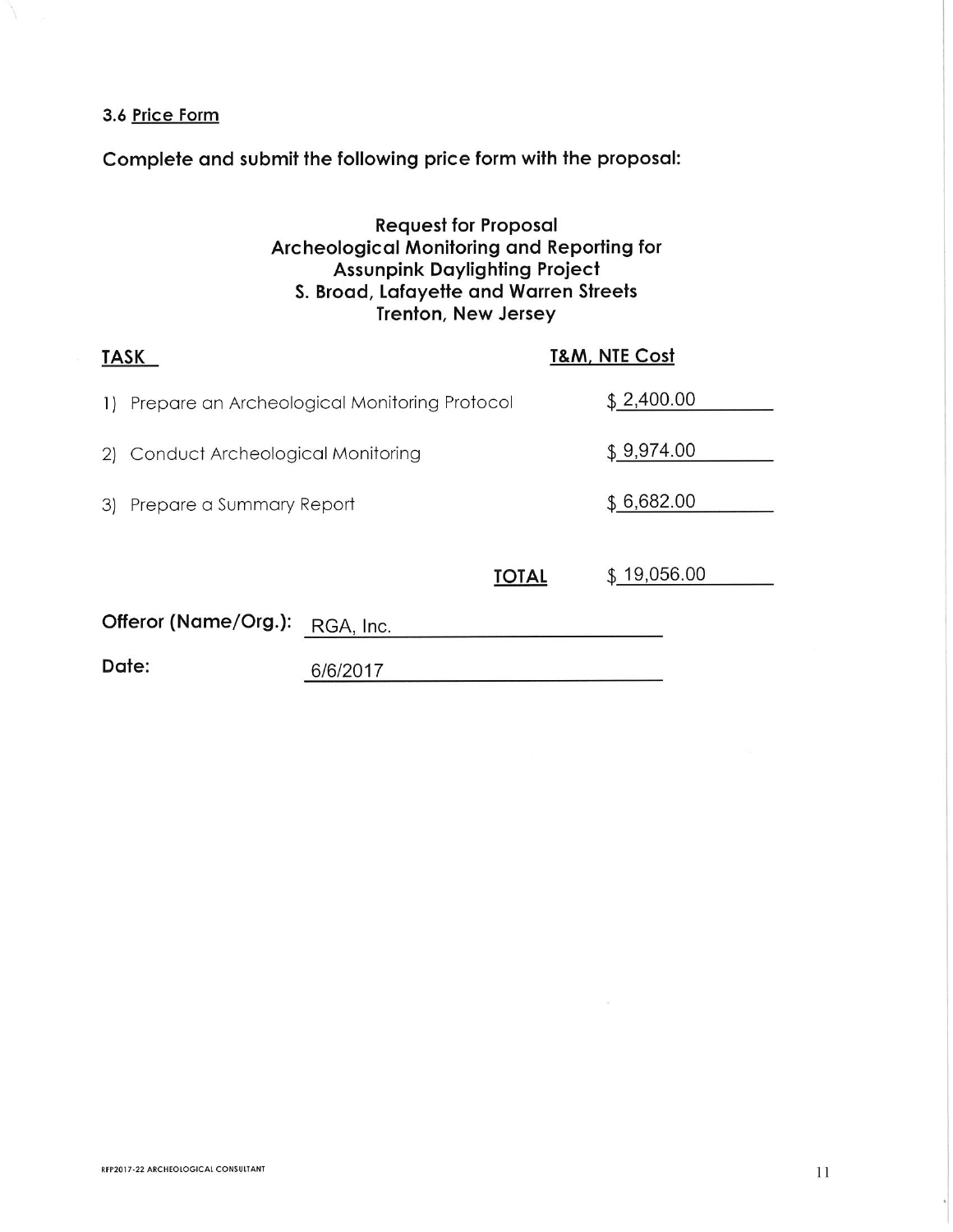### 3.6 Price Form

**Complete and submit the following price form with the proposal:**

**Request for Proposal**
**Archeological Monitoring and Reporting for**
**Assunpink Daylighting Project**
**S. Broad, Lafayette and Warren Streets**
**Trenton, New Jersey**

| TASK | T&M, NTE Cost |
| --- | --- |
| 1) Prepare an Archeological Monitoring Protocol | $ 2,400.00 |
| 2) Conduct Archeological Monitoring | $ 9,974.00 |
| 3) Prepare a Summary Report | $ 6,682.00 |
| **TOTAL** | $ 19,056.00 |

**Offeror (Name/Org.):** RGA, Inc.

**Date:** 6/6/2017

RFP2017-22 ARCHEOLOGICAL CONSULTANT